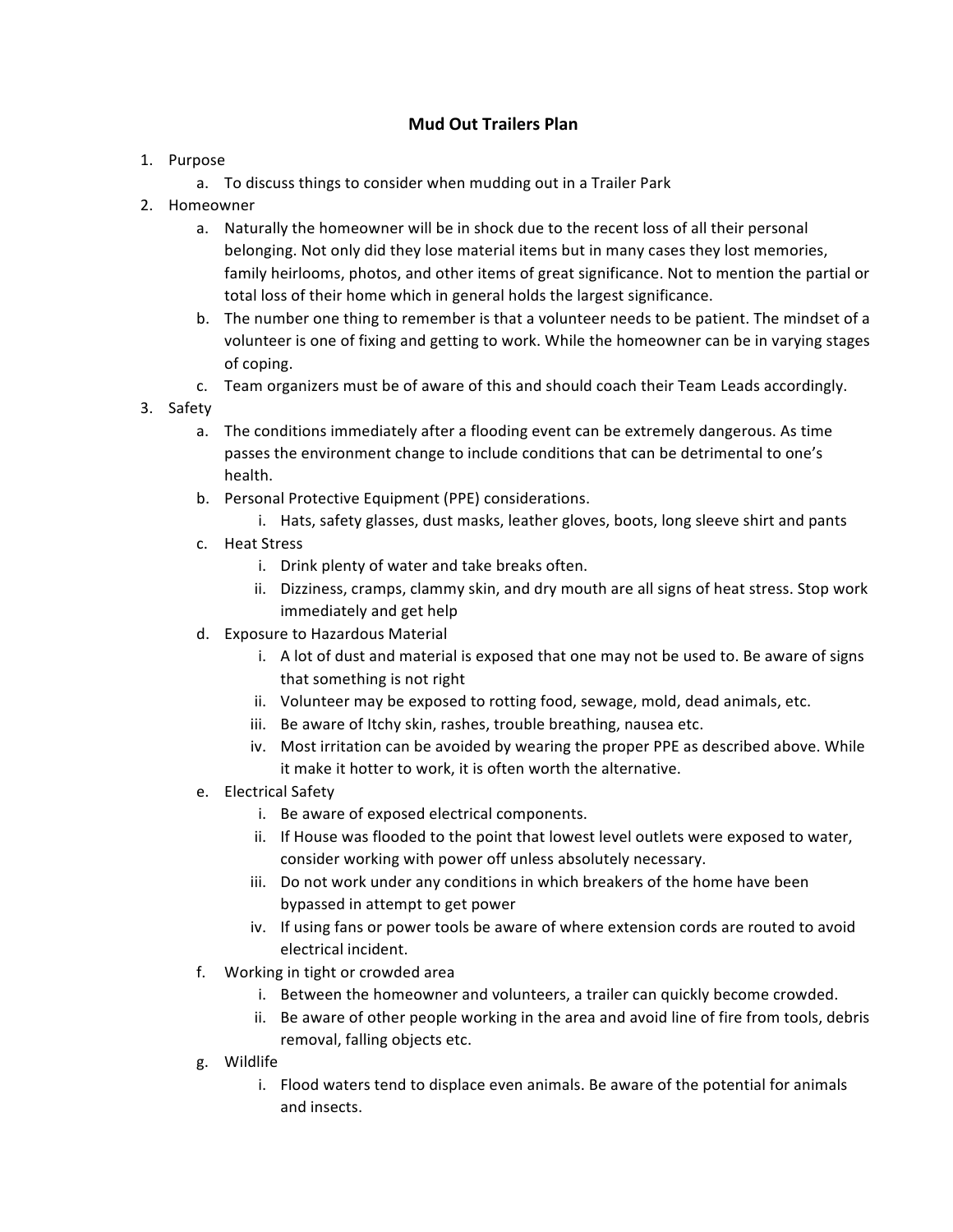# Mud Out Trailers Plan

1. Purpose
   a. To discuss things to consider when mudding out in a Trailer Park
2. Homeowner
   a. Naturally the homeowner will be in shock due to the recent loss of all their personal belonging. Not only did they lose material items but in many cases they lost memories, family heirlooms, photos, and other items of great significance. Not to mention the partial or total loss of their home which in general holds the largest significance.
   b. The number one thing to remember is that a volunteer needs to be patient. The mindset of a volunteer is one of fixing and getting to work. While the homeowner can be in varying stages of coping.
   c. Team organizers must be of aware of this and should coach their Team Leads accordingly.
3. Safety
   a. The conditions immediately after a flooding event can be extremely dangerous. As time passes the environment change to include conditions that can be detrimental to one's health.
   b. Personal Protective Equipment (PPE) considerations.
      i. Hats, safety glasses, dust masks, leather gloves, boots, long sleeve shirt and pants
   c. Heat Stress
      i. Drink plenty of water and take breaks often.
      ii. Dizziness, cramps, clammy skin, and dry mouth are all signs of heat stress. Stop work immediately and get help
   d. Exposure to Hazardous Material
      i. A lot of dust and material is exposed that one may not be used to. Be aware of signs that something is not right
      ii. Volunteer may be exposed to rotting food, sewage, mold, dead animals, etc.
      iii. Be aware of Itchy skin, rashes, trouble breathing, nausea etc.
      iv. Most irritation can be avoided by wearing the proper PPE as described above. While it make it hotter to work, it is often worth the alternative.
   e. Electrical Safety
      i. Be aware of exposed electrical components.
      ii. If House was flooded to the point that lowest level outlets were exposed to water, consider working with power off unless absolutely necessary.
      iii. Do not work under any conditions in which breakers of the home have been bypassed in attempt to get power
      iv. If using fans or power tools be aware of where extension cords are routed to avoid electrical incident.
   f. Working in tight or crowded area
      i. Between the homeowner and volunteers, a trailer can quickly become crowded.
      ii. Be aware of other people working in the area and avoid line of fire from tools, debris removal, falling objects etc.
   g. Wildlife
      i. Flood waters tend to displace even animals. Be aware of the potential for animals and insects.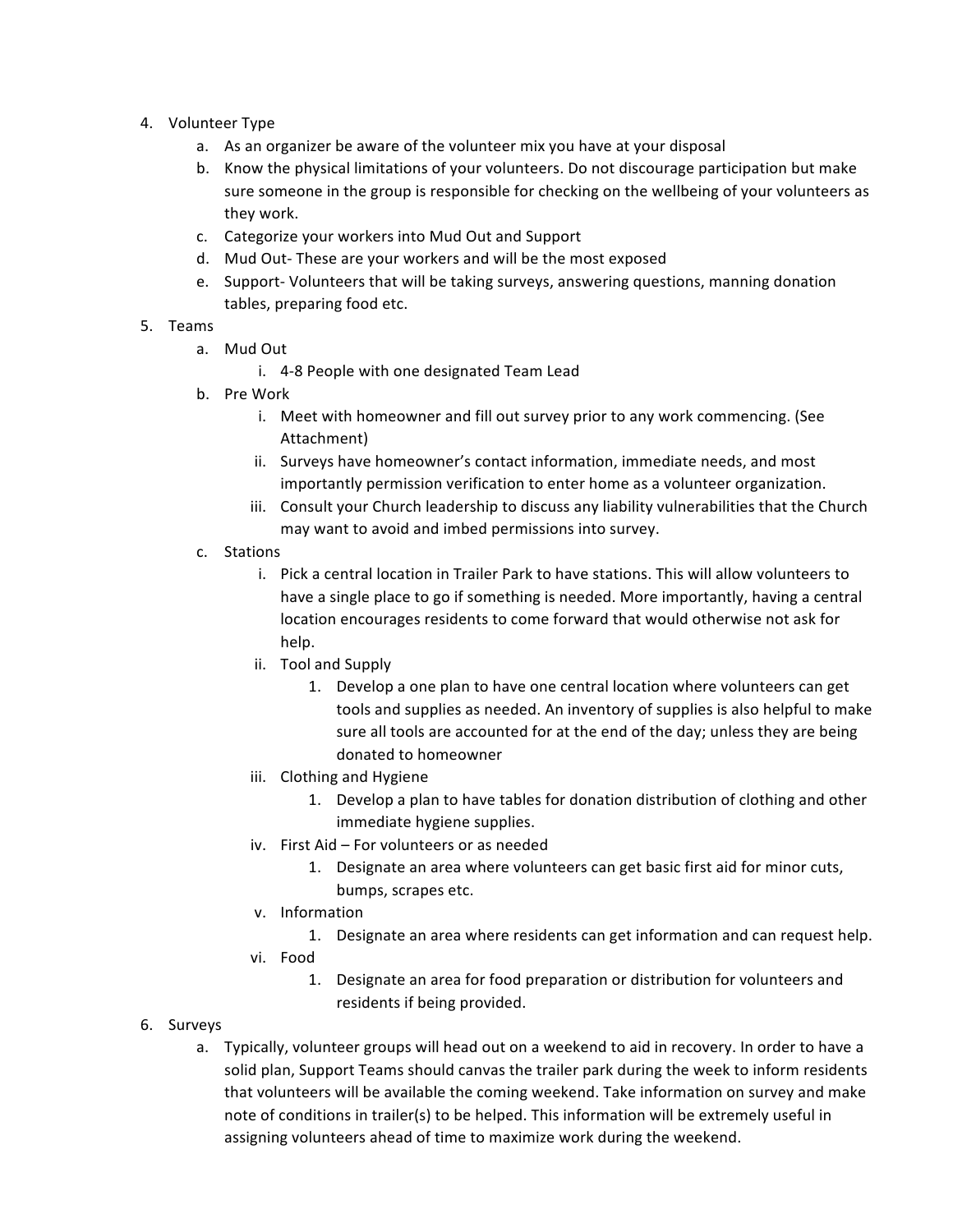4. Volunteer Type
    a. As an organizer be aware of the volunteer mix you have at your disposal
    b. Know the physical limitations of your volunteers. Do not discourage participation but make sure someone in the group is responsible for checking on the wellbeing of your volunteers as they work.
    c. Categorize your workers into Mud Out and Support
    d. Mud Out- These are your workers and will be the most exposed
    e. Support- Volunteers that will be taking surveys, answering questions, manning donation tables, preparing food etc.
5. Teams
    a. Mud Out
        i. 4-8 People with one designated Team Lead
    b. Pre Work
        i. Meet with homeowner and fill out survey prior to any work commencing. (See Attachment)
        ii. Surveys have homeowner's contact information, immediate needs, and most importantly permission verification to enter home as a volunteer organization.
        iii. Consult your Church leadership to discuss any liability vulnerabilities that the Church may want to avoid and imbed permissions into survey.
    c. Stations
        i. Pick a central location in Trailer Park to have stations. This will allow volunteers to have a single place to go if something is needed. More importantly, having a central location encourages residents to come forward that would otherwise not ask for help.
        ii. Tool and Supply
            1. Develop a one plan to have one central location where volunteers can get tools and supplies as needed. An inventory of supplies is also helpful to make sure all tools are accounted for at the end of the day; unless they are being donated to homeowner
        iii. Clothing and Hygiene
            1. Develop a plan to have tables for donation distribution of clothing and other immediate hygiene supplies.
        iv. First Aid – For volunteers or as needed
            1. Designate an area where volunteers can get basic first aid for minor cuts, bumps, scrapes etc.
        v. Information
            1. Designate an area where residents can get information and can request help.
        vi. Food
            1. Designate an area for food preparation or distribution for volunteers and residents if being provided.
6. Surveys
    a. Typically, volunteer groups will head out on a weekend to aid in recovery. In order to have a solid plan, Support Teams should canvas the trailer park during the week to inform residents that volunteers will be available the coming weekend. Take information on survey and make note of conditions in trailer(s) to be helped. This information will be extremely useful in assigning volunteers ahead of time to maximize work during the weekend.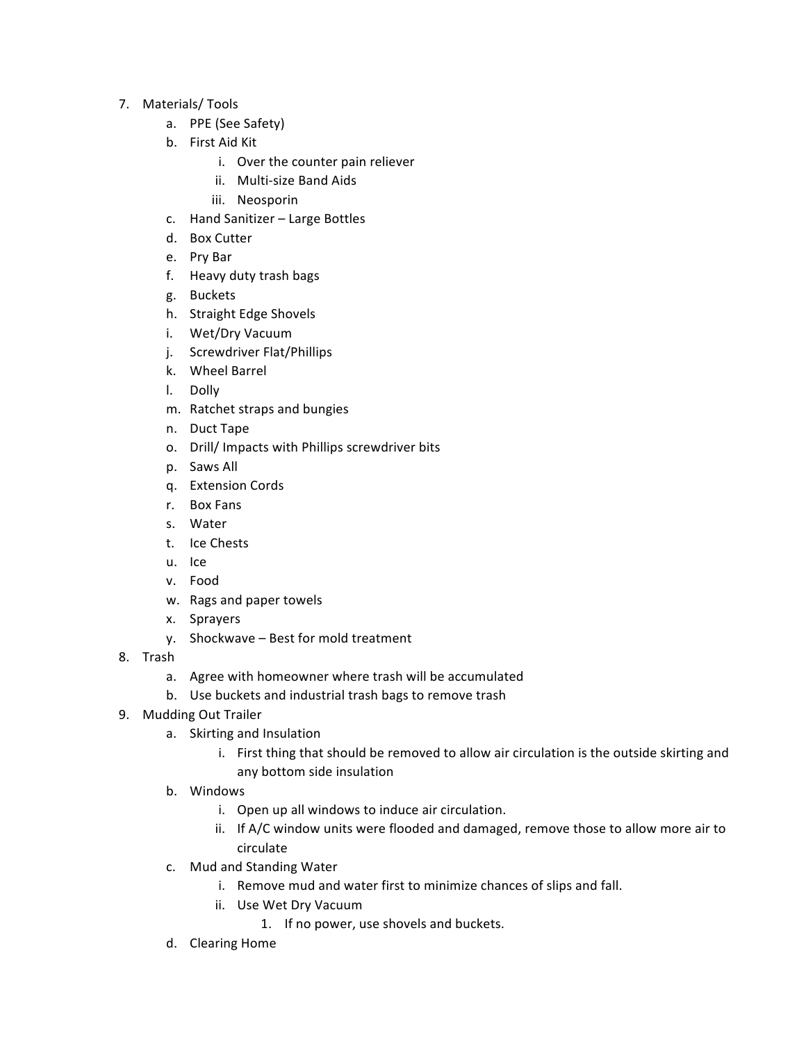7. Materials/ Tools
    a. PPE (See Safety)
    b. First Aid Kit
        i. Over the counter pain reliever
        ii. Multi-size Band Aids
        iii. Neosporin
    c. Hand Sanitizer – Large Bottles
    d. Box Cutter
    e. Pry Bar
    f. Heavy duty trash bags
    g. Buckets
    h. Straight Edge Shovels
    i. Wet/Dry Vacuum
    j. Screwdriver Flat/Phillips
    k. Wheel Barrel
    l. Dolly
    m. Ratchet straps and bungies
    n. Duct Tape
    o. Drill/ Impacts with Phillips screwdriver bits
    p. Saws All
    q. Extension Cords
    r. Box Fans
    s. Water
    t. Ice Chests
    u. Ice
    v. Food
    w. Rags and paper towels
    x. Sprayers
    y. Shockwave – Best for mold treatment
8. Trash
    a. Agree with homeowner where trash will be accumulated
    b. Use buckets and industrial trash bags to remove trash
9. Mudding Out Trailer
    a. Skirting and Insulation
        i. First thing that should be removed to allow air circulation is the outside skirting and any bottom side insulation
    b. Windows
        i. Open up all windows to induce air circulation.
        ii. If A/C window units were flooded and damaged, remove those to allow more air to circulate
    c. Mud and Standing Water
        i. Remove mud and water first to minimize chances of slips and fall.
        ii. Use Wet Dry Vacuum
            1. If no power, use shovels and buckets.
    d. Clearing Home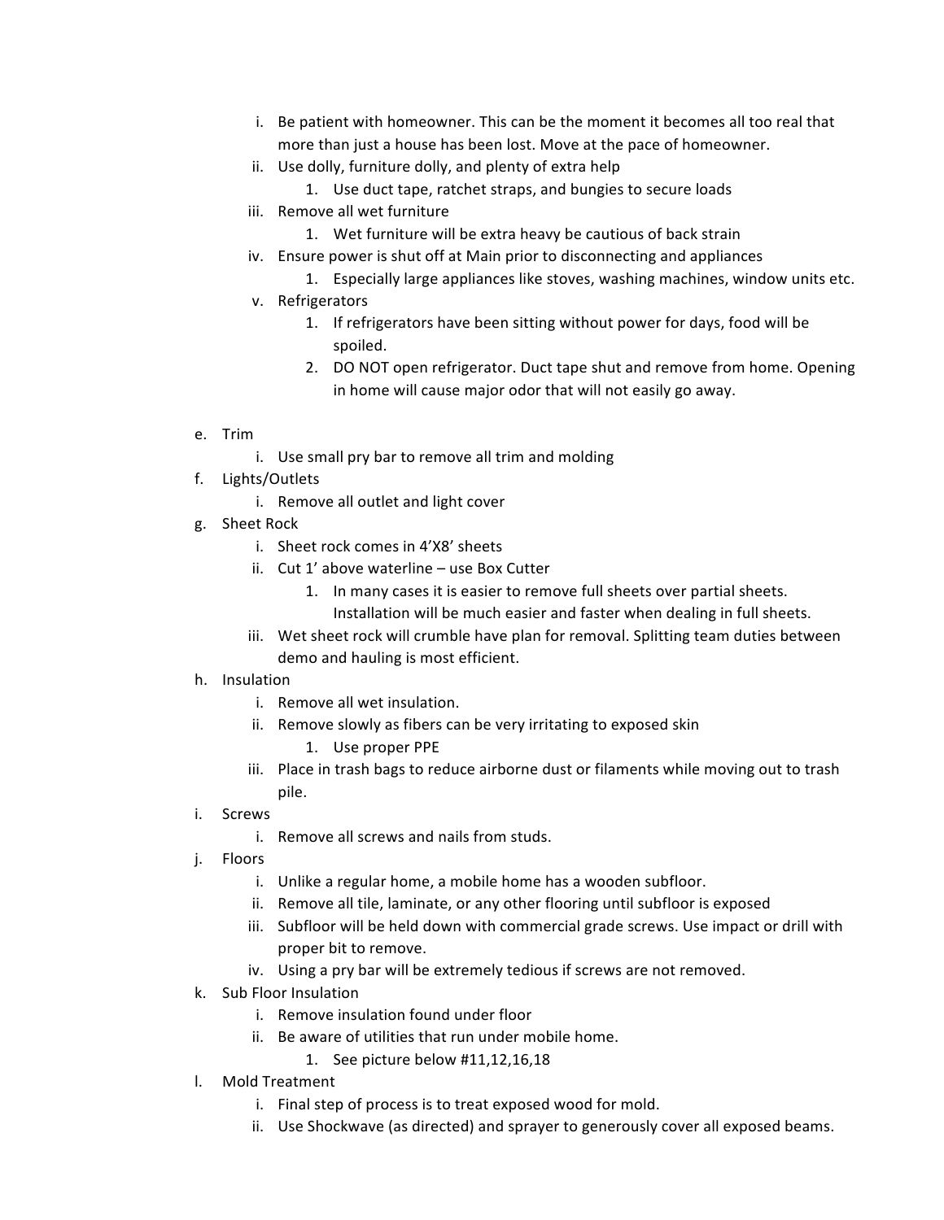i. Be patient with homeowner. This can be the moment it becomes all too real that more than just a house has been lost. Move at the pace of homeowner.
   ii. Use dolly, furniture dolly, and plenty of extra help
      1. Use duct tape, ratchet straps, and bungies to secure loads
   iii. Remove all wet furniture
      1. Wet furniture will be extra heavy be cautious of back strain
   iv. Ensure power is shut off at Main prior to disconnecting and appliances
      1. Especially large appliances like stoves, washing machines, window units etc.
   v. Refrigerators
      1. If refrigerators have been sitting without power for days, food will be spoiled.
      2. DO NOT open refrigerator. Duct tape shut and remove from home. Opening in home will cause major odor that will not easily go away.

e. Trim
   i. Use small pry bar to remove all trim and molding
f. Lights/Outlets
   i. Remove all outlet and light cover
g. Sheet Rock
   i. Sheet rock comes in 4'X8' sheets
   ii. Cut 1' above waterline – use Box Cutter
      1. In many cases it is easier to remove full sheets over partial sheets. Installation will be much easier and faster when dealing in full sheets.
   iii. Wet sheet rock will crumble have plan for removal. Splitting team duties between demo and hauling is most efficient.
h. Insulation
   i. Remove all wet insulation.
   ii. Remove slowly as fibers can be very irritating to exposed skin
      1. Use proper PPE
   iii. Place in trash bags to reduce airborne dust or filaments while moving out to trash pile.
i. Screws
   i. Remove all screws and nails from studs.
j. Floors
   i. Unlike a regular home, a mobile home has a wooden subfloor.
   ii. Remove all tile, laminate, or any other flooring until subfloor is exposed
   iii. Subfloor will be held down with commercial grade screws. Use impact or drill with proper bit to remove.
   iv. Using a pry bar will be extremely tedious if screws are not removed.
k. Sub Floor Insulation
   i. Remove insulation found under floor
   ii. Be aware of utilities that run under mobile home.
      1. See picture below #11,12,16,18
l. Mold Treatment
   i. Final step of process is to treat exposed wood for mold.
   ii. Use Shockwave (as directed) and sprayer to generously cover all exposed beams.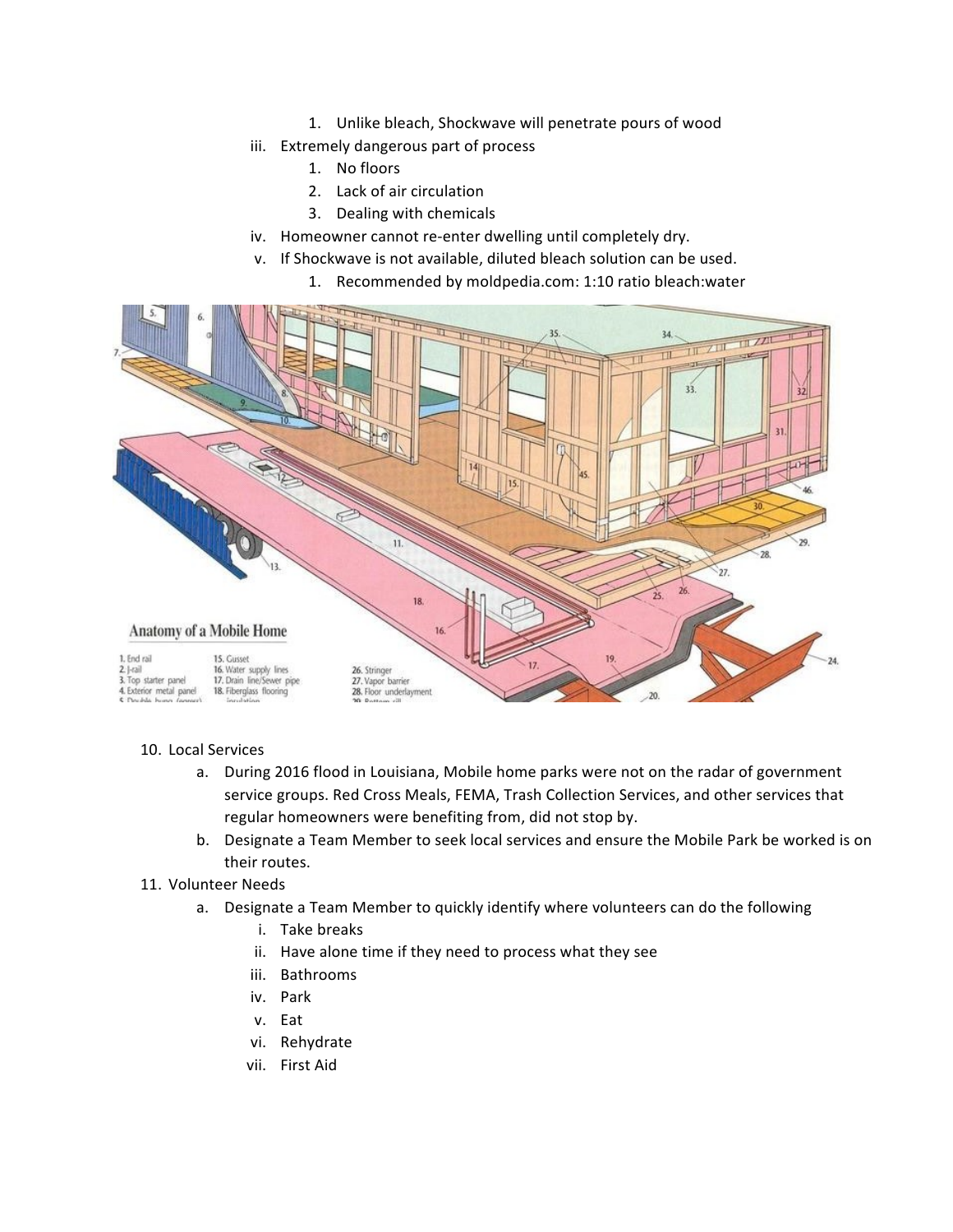1. Unlike bleach, Shockwave will penetrate pours of wood

iii. Extremely dangerous part of process
   1. No floors
   2. Lack of air circulation
   3. Dealing with chemicals

iv. Homeowner cannot re-enter dwelling until completely dry.

v. If Shockwave is not available, diluted bleach solution can be used.
   1. Recommended by moldpedia.com: 1:10 ratio bleach:water

10. Local Services
    a. During 2016 flood in Louisiana, Mobile home parks were not on the radar of government service groups. Red Cross Meals, FEMA, Trash Collection Services, and other services that regular homeowners were benefiting from, did not stop by.
    b. Designate a Team Member to seek local services and ensure the Mobile Park be worked is on their routes.
11. Volunteer Needs
    a. Designate a Team Member to quickly identify where volunteers can do the following
       i. Take breaks
       ii. Have alone time if they need to process what they see
       iii. Bathrooms
       iv. Park
       v. Eat
       vi. Rehydrate
       vii. First Aid